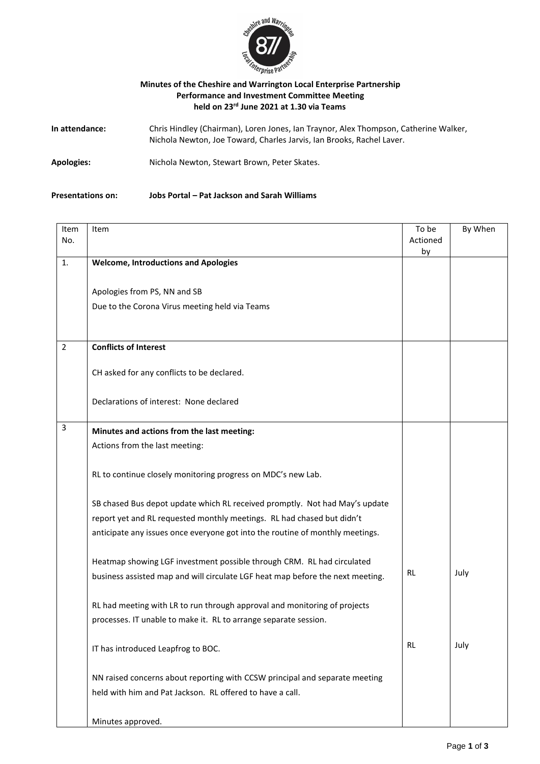**Minutes of the Cheshire and Warrington Local Enterprise Partnership**
**Performance and Investment Committee Meeting**
**held on 23rd June 2021 at 1.30 via Teams**

**In attendance:** Chris Hindley (Chairman), Loren Jones, Ian Traynor, Alex Thompson, Catherine Walker, Nichola Newton, Joe Toward, Charles Jarvis, Ian Brooks, Rachel Laver.

**Apologies:** Nichola Newton, Stewart Brown, Peter Skates.

**Presentations on:** **Jobs Portal – Pat Jackson and Sarah Williams**

| Item No. | Item | To be Actioned by | By When |
|---|---|---|---|
| 1. | **Welcome, Introductions and Apologies**<br><br>Apologies from PS, NN and SB<br>Due to the Corona Virus meeting held via Teams | | |
| 2 | **Conflicts of Interest**<br><br>CH asked for any conflicts to be declared.<br><br>Declarations of interest: None declared | | |
| 3 | **Minutes and actions from the last meeting:**<br>Actions from the last meeting:<br><br>RL to continue closely monitoring progress on MDC's new Lab.<br><br>SB chased Bus depot update which RL received promptly. Not had May's update report yet and RL requested monthly meetings. RL had chased but didn't anticipate any issues once everyone got into the routine of monthly meetings.<br><br>Heatmap showing LGF investment possible through CRM. RL had circulated business assisted map and will circulate LGF heat map before the next meeting. | RL | July |
| | RL had meeting with LR to run through approval and monitoring of projects processes. IT unable to make it. RL to arrange separate session. | RL | July |
| | IT has introduced Leapfrog to BOC.<br><br>NN raised concerns about reporting with CCSW principal and separate meeting held with him and Pat Jackson. RL offered to have a call.<br><br>Minutes approved. | | |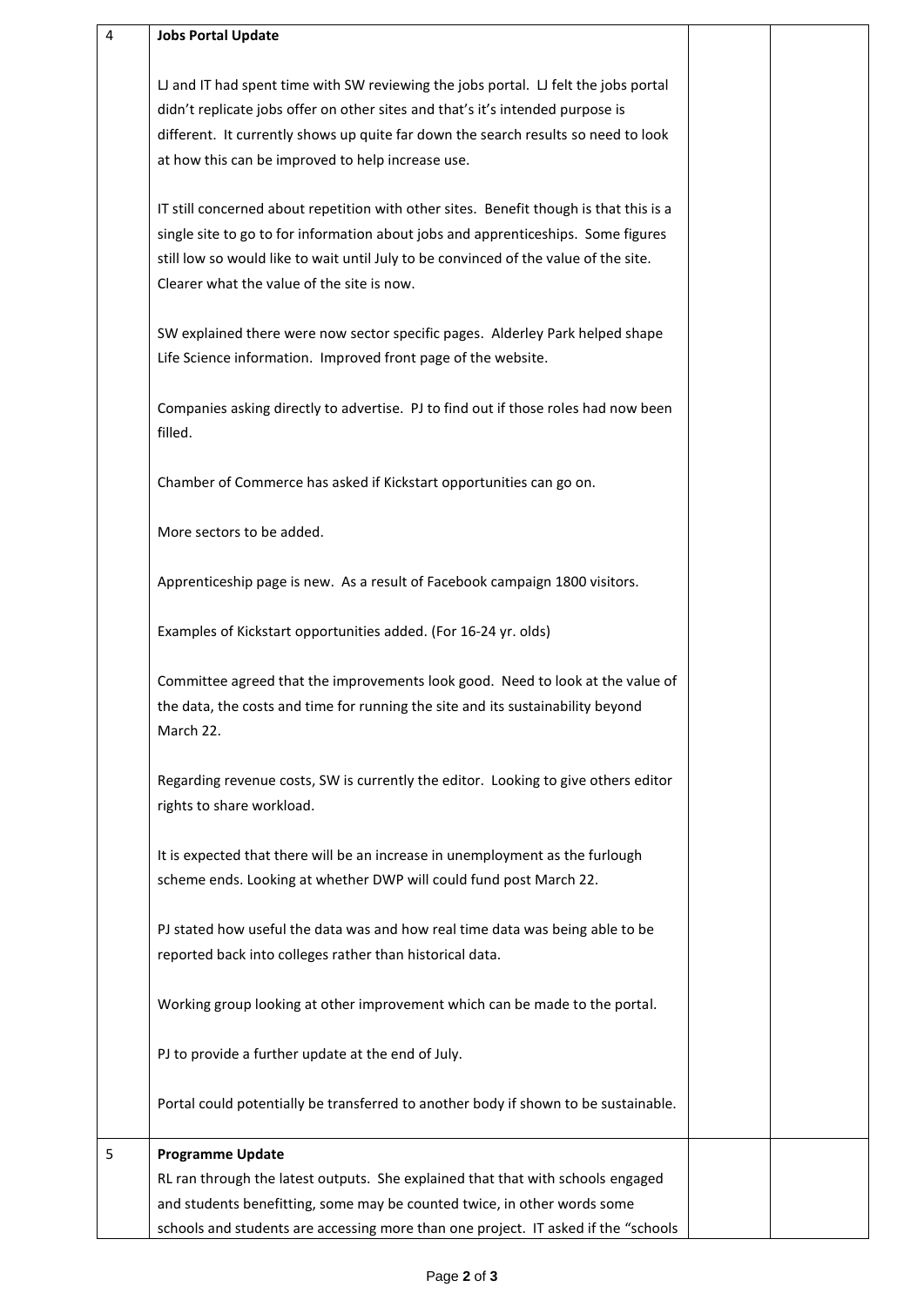| 4 | **Jobs Portal Update**<br><br>LJ and IT had spent time with SW reviewing the jobs portal. LJ felt the jobs portal didn't replicate jobs offer on other sites and that's it's intended purpose is different. It currently shows up quite far down the search results so need to look at how this can be improved to help increase use.<br><br>IT still concerned about repetition with other sites. Benefit though is that this is a single site to go to for information about jobs and apprenticeships. Some figures still low so would like to wait until July to be convinced of the value of the site. Clearer what the value of the site is now.<br><br>SW explained there were now sector specific pages. Alderley Park helped shape Life Science information. Improved front page of the website.<br><br>Companies asking directly to advertise. PJ to find out if those roles had now been filled.<br><br>Chamber of Commerce has asked if Kickstart opportunities can go on.<br><br>More sectors to be added.<br><br>Apprenticeship page is new. As a result of Facebook campaign 1800 visitors.<br><br>Examples of Kickstart opportunities added. (For 16-24 yr. olds)<br><br>Committee agreed that the improvements look good. Need to look at the value of the data, the costs and time for running the site and its sustainability beyond March 22.<br><br>Regarding revenue costs, SW is currently the editor. Looking to give others editor rights to share workload.<br><br>It is expected that there will be an increase in unemployment as the furlough scheme ends. Looking at whether DWP will could fund post March 22.<br><br>PJ stated how useful the data was and how real time data was being able to be reported back into colleges rather than historical data.<br><br>Working group looking at other improvement which can be made to the portal.<br><br>PJ to provide a further update at the end of July.<br><br>Portal could potentially be transferred to another body if shown to be sustainable. | | |
|---|---|---|---|
| 5 | **Programme Update**<br>RL ran through the latest outputs. She explained that that with schools engaged and students benefitting, some may be counted twice, in other words some schools and students are accessing more than one project. IT asked if the "schools | | |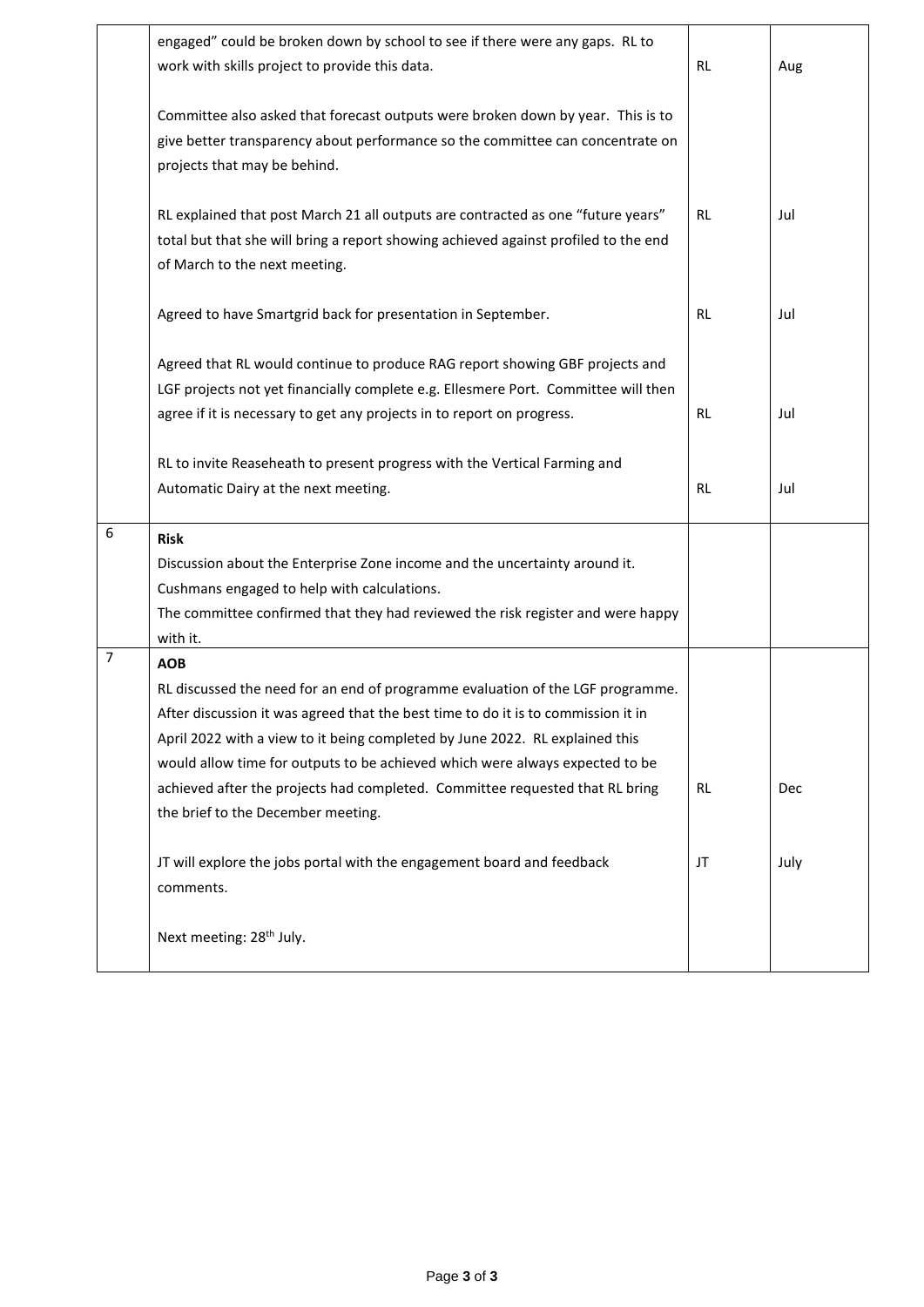| | | | |
|---|---|---|---|
| | engaged" could be broken down by school to see if there were any gaps. RL to work with skills project to provide this data. | RL | Aug |
| | Committee also asked that forecast outputs were broken down by year. This is to give better transparency about performance so the committee can concentrate on projects that may be behind. | | |
| | RL explained that post March 21 all outputs are contracted as one "future years" total but that she will bring a report showing achieved against profiled to the end of March to the next meeting. | RL | Jul |
| | Agreed to have Smartgrid back for presentation in September. | RL | Jul |
| | Agreed that RL would continue to produce RAG report showing GBF projects and LGF projects not yet financially complete e.g. Ellesmere Port. Committee will then agree if it is necessary to get any projects in to report on progress. | RL | Jul |
| | RL to invite Reaseheath to present progress with the Vertical Farming and Automatic Dairy at the next meeting. | RL | Jul |
| 6 | **Risk**<br>Discussion about the Enterprise Zone income and the uncertainty around it. Cushmans engaged to help with calculations.<br>The committee confirmed that they had reviewed the risk register and were happy with it. | | |
| 7 | **AOB**<br>RL discussed the need for an end of programme evaluation of the LGF programme. After discussion it was agreed that the best time to do it is to commission it in April 2022 with a view to it being completed by June 2022. RL explained this would allow time for outputs to be achieved which were always expected to be achieved after the projects had completed. Committee requested that RL bring the brief to the December meeting. | RL | Dec |
| | JT will explore the jobs portal with the engagement board and feedback comments. | JT | July |
| | Next meeting: 28th July. | | |